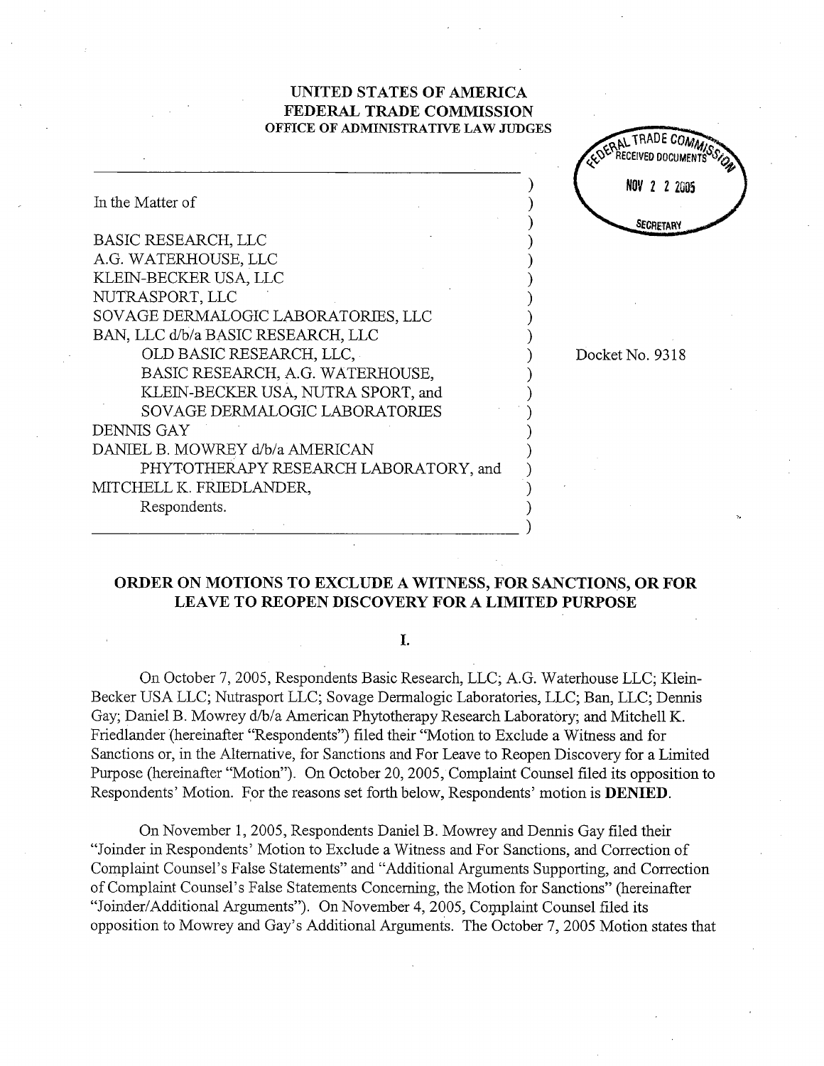**UNITED STATES OF AMERICA**
**FEDERAL TRADE COMMISSION**
**OFFICE OF ADMINISTRATIVE LAW JUDGES**

FEDERAL TRADE COMMISSION RECEIVED DOCUMENTS NOV 2 2 2005 SECRETARY

In the Matter of

BASIC RESEARCH, LLC
A.G. WATERHOUSE, LLC
KLEIN-BECKER USA, LLC
NUTRASPORT, LLC
SOVAGE DERMALOGIC LABORATORIES, LLC
BAN, LLC d/b/a BASIC RESEARCH, LLC
OLD BASIC RESEARCH, LLC,
BASIC RESEARCH, A.G. WATERHOUSE,
KLEIN-BECKER USA, NUTRA SPORT, and
SOVAGE DERMALOGIC LABORATORIES
DENNIS GAY
DANIEL B. MOWREY d/b/a AMERICAN
PHYTOTHERAPY RESEARCH LABORATORY, and
MITCHELL K. FRIEDLANDER,
Respondents.

Docket No. 9318

## ORDER ON MOTIONS TO EXCLUDE A WITNESS, FOR SANCTIONS, OR FOR LEAVE TO REOPEN DISCOVERY FOR A LIMITED PURPOSE

### I.

On October 7, 2005, Respondents Basic Research, LLC; A.G. Waterhouse LLC; Klein-Becker USA LLC; Nutrasport LLC; Sovage Dermalogic Laboratories, LLC; Ban, LLC; Dennis Gay; Daniel B. Mowrey d/b/a American Phytotherapy Research Laboratory; and Mitchell K. Friedlander (hereinafter "Respondents") filed their "Motion to Exclude a Witness and for Sanctions or, in the Alternative, for Sanctions and For Leave to Reopen Discovery for a Limited Purpose (hereinafter "Motion"). On October 20, 2005, Complaint Counsel filed its opposition to Respondents' Motion. For the reasons set forth below, Respondents' motion is **DENIED**.

On November 1, 2005, Respondents Daniel B. Mowrey and Dennis Gay filed their "Joinder in Respondents' Motion to Exclude a Witness and For Sanctions, and Correction of Complaint Counsel's False Statements" and "Additional Arguments Supporting, and Correction of Complaint Counsel's False Statements Concerning, the Motion for Sanctions" (hereinafter "Joinder/Additional Arguments"). On November 4, 2005, Complaint Counsel filed its opposition to Mowrey and Gay's Additional Arguments. The October 7, 2005 Motion states that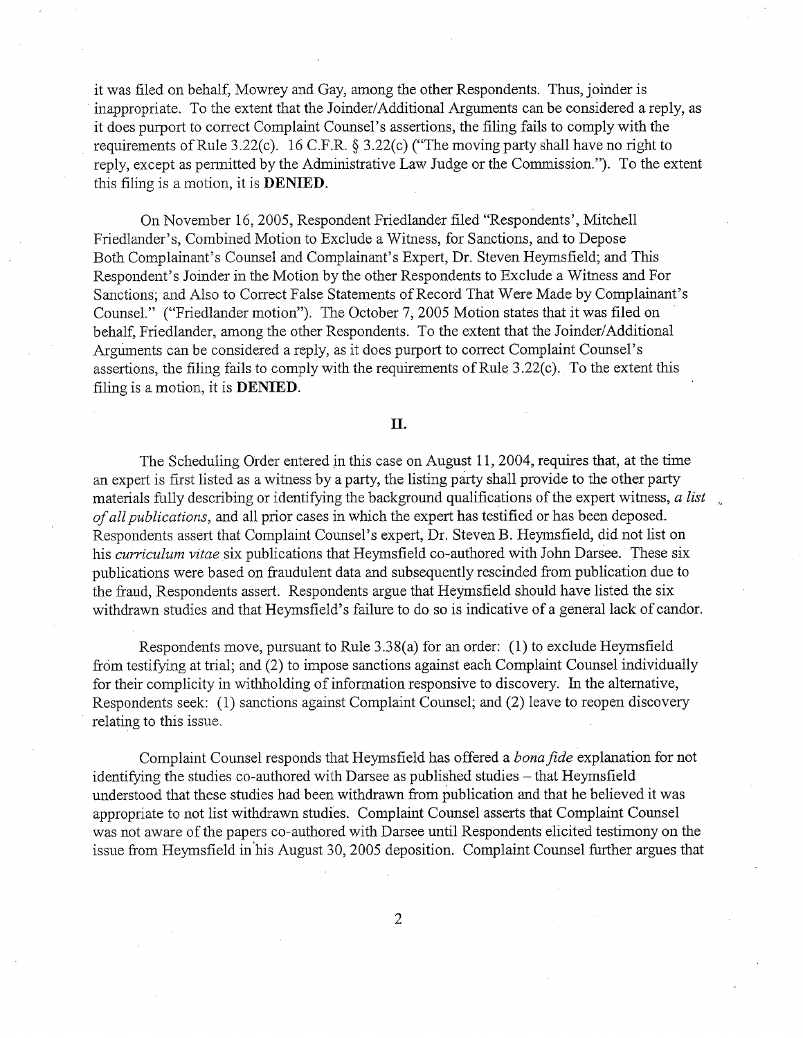it was filed on behalf, Mowrey and Gay, among the other Respondents. Thus, joinder is inappropriate. To the extent that the Joinder/Additional Arguments can be considered a reply, as it does purport to correct Complaint Counsel's assertions, the filing fails to comply with the requirements of Rule 3.22(c). 16 C.F.R. § 3.22(c) ("The moving party shall have no right to reply, except as permitted by the Administrative Law Judge or the Commission."). To the extent this filing is a motion, it is **DENIED**.

On November 16, 2005, Respondent Friedlander filed "Respondents', Mitchell Friedlander's, Combined Motion to Exclude a Witness, for Sanctions, and to Depose Both Complainant's Counsel and Complainant's Expert, Dr. Steven Heymsfield; and This Respondent's Joinder in the Motion by the other Respondents to Exclude a Witness and For Sanctions; and Also to Correct False Statements of Record That Were Made by Complainant's Counsel." ("Friedlander motion"). The October 7, 2005 Motion states that it was filed on behalf, Friedlander, among the other Respondents. To the extent that the Joinder/Additional Arguments can be considered a reply, as it does purport to correct Complaint Counsel's assertions, the filing fails to comply with the requirements of Rule 3.22(c). To the extent this filing is a motion, it is **DENIED**.

## II.

The Scheduling Order entered in this case on August 11, 2004, requires that, at the time an expert is first listed as a witness by a party, the listing party shall provide to the other party materials fully describing or identifying the background qualifications of the expert witness, *a list of all publications*, and all prior cases in which the expert has testified or has been deposed. Respondents assert that Complaint Counsel's expert, Dr. Steven B. Heymsfield, did not list on his *curriculum vitae* six publications that Heymsfield co-authored with John Darsee. These six publications were based on fraudulent data and subsequently rescinded from publication due to the fraud, Respondents assert. Respondents argue that Heymsfield should have listed the six withdrawn studies and that Heymsfield's failure to do so is indicative of a general lack of candor.

Respondents move, pursuant to Rule 3.38(a) for an order: (1) to exclude Heymsfield from testifying at trial; and (2) to impose sanctions against each Complaint Counsel individually for their complicity in withholding of information responsive to discovery. In the alternative, Respondents seek: (1) sanctions against Complaint Counsel; and (2) leave to reopen discovery relating to this issue.

Complaint Counsel responds that Heymsfield has offered a *bona fide* explanation for not identifying the studies co-authored with Darsee as published studies – that Heymsfield understood that these studies had been withdrawn from publication and that he believed it was appropriate to not list withdrawn studies. Complaint Counsel asserts that Complaint Counsel was not aware of the papers co-authored with Darsee until Respondents elicited testimony on the issue from Heymsfield in his August 30, 2005 deposition. Complaint Counsel further argues that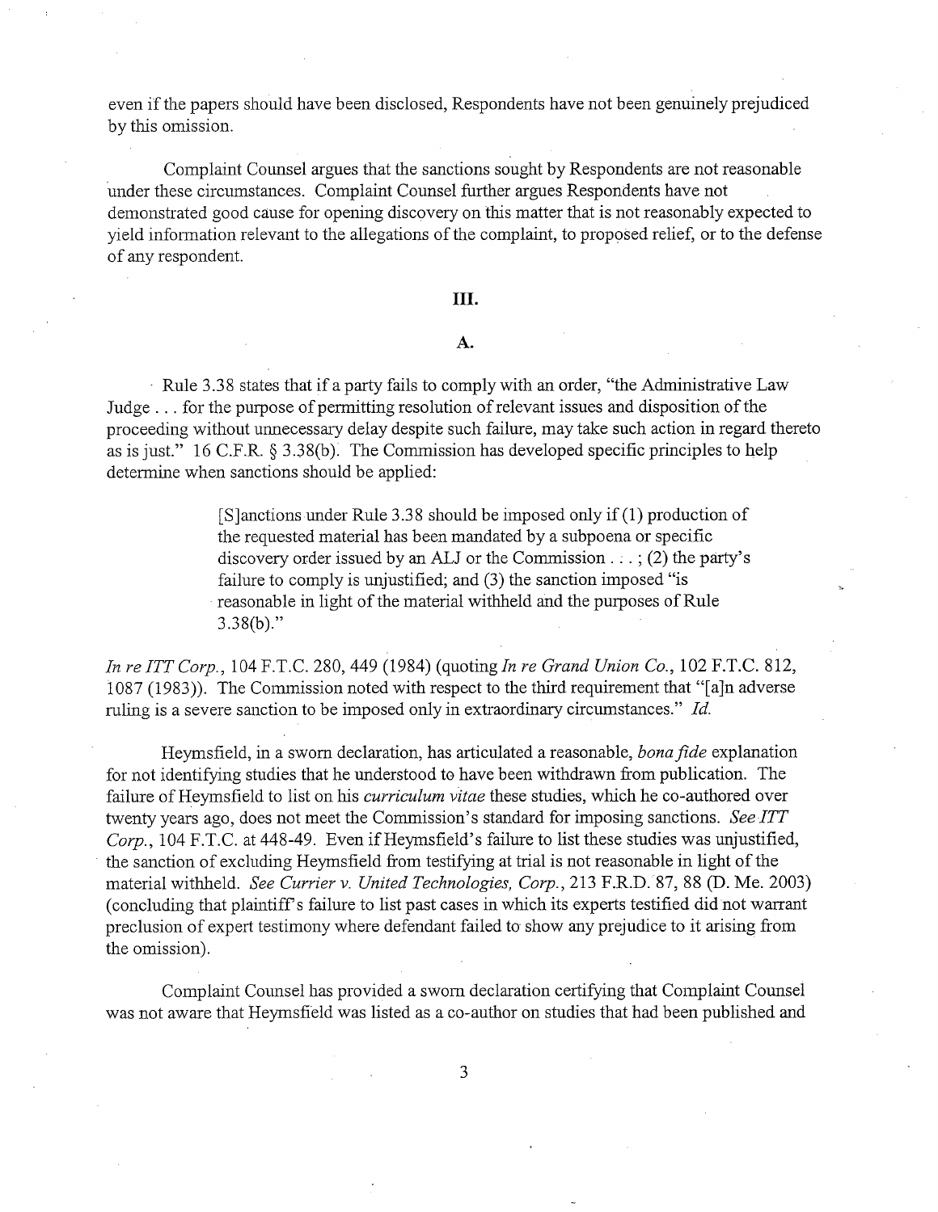even if the papers should have been disclosed, Respondents have not been genuinely prejudiced by this omission.

Complaint Counsel argues that the sanctions sought by Respondents are not reasonable under these circumstances. Complaint Counsel further argues Respondents have not demonstrated good cause for opening discovery on this matter that is not reasonably expected to yield information relevant to the allegations of the complaint, to proposed relief, or to the defense of any respondent.

## III.

### A.

Rule 3.38 states that if a party fails to comply with an order, "the Administrative Law Judge . . . for the purpose of permitting resolution of relevant issues and disposition of the proceeding without unnecessary delay despite such failure, may take such action in regard thereto as is just." 16 C.F.R. § 3.38(b). The Commission has developed specific principles to help determine when sanctions should be applied:

> [S]anctions under Rule 3.38 should be imposed only if (1) production of the requested material has been mandated by a subpoena or specific discovery order issued by an ALJ or the Commission . . . ; (2) the party's failure to comply is unjustified; and (3) the sanction imposed "is reasonable in light of the material withheld and the purposes of Rule 3.38(b)."

*In re ITT Corp.*, 104 F.T.C. 280, 449 (1984) (quoting *In re Grand Union Co.*, 102 F.T.C. 812, 1087 (1983)). The Commission noted with respect to the third requirement that "[a]n adverse ruling is a severe sanction to be imposed only in extraordinary circumstances." *Id.*

Heymsfield, in a sworn declaration, has articulated a reasonable, *bona fide* explanation for not identifying studies that he understood to have been withdrawn from publication. The failure of Heymsfield to list on his *curriculum vitae* these studies, which he co-authored over twenty years ago, does not meet the Commission's standard for imposing sanctions. *See ITT Corp.*, 104 F.T.C. at 448-49. Even if Heymsfield's failure to list these studies was unjustified, the sanction of excluding Heymsfield from testifying at trial is not reasonable in light of the material withheld. *See Currier v. United Technologies, Corp.*, 213 F.R.D. 87, 88 (D. Me. 2003) (concluding that plaintiff's failure to list past cases in which its experts testified did not warrant preclusion of expert testimony where defendant failed to show any prejudice to it arising from the omission).

Complaint Counsel has provided a sworn declaration certifying that Complaint Counsel was not aware that Heymsfield was listed as a co-author on studies that had been published and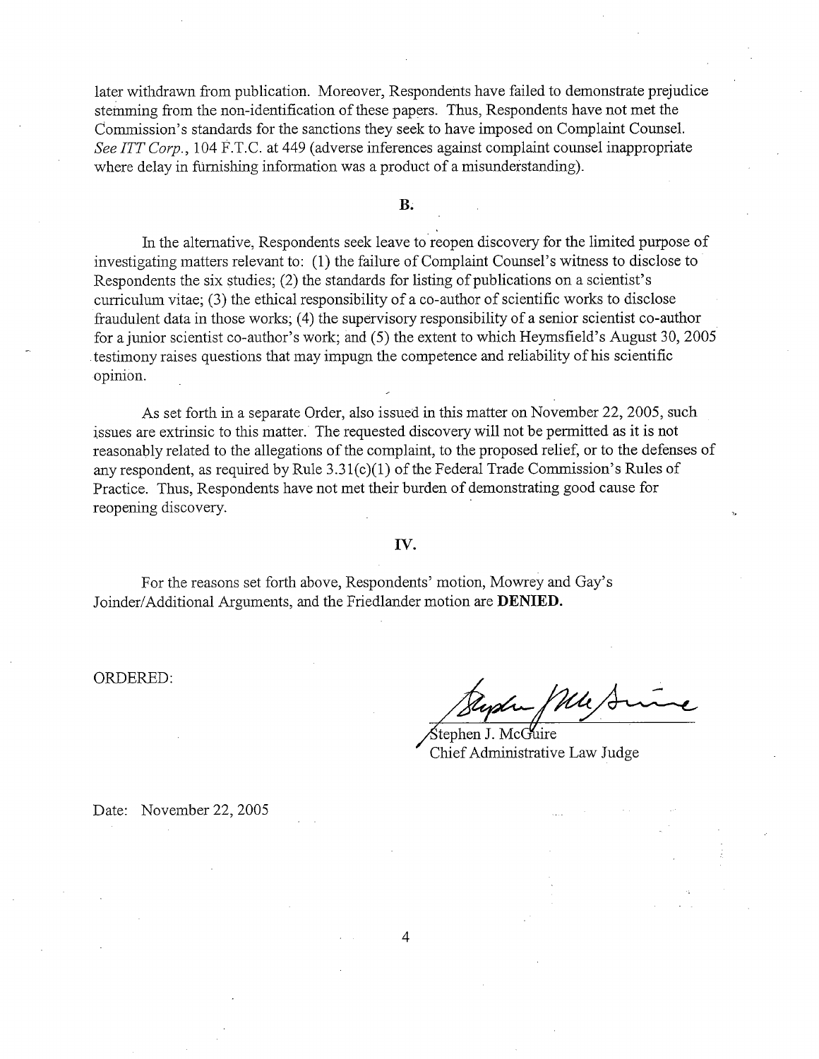later withdrawn from publication. Moreover, Respondents have failed to demonstrate prejudice stemming from the non-identification of these papers. Thus, Respondents have not met the Commission's standards for the sanctions they seek to have imposed on Complaint Counsel. *See ITT Corp.*, 104 F.T.C. at 449 (adverse inferences against complaint counsel inappropriate where delay in furnishing information was a product of a misunderstanding).

**B.**

In the alternative, Respondents seek leave to reopen discovery for the limited purpose of investigating matters relevant to: (1) the failure of Complaint Counsel's witness to disclose to Respondents the six studies; (2) the standards for listing of publications on a scientist's curriculum vitae; (3) the ethical responsibility of a co-author of scientific works to disclose fraudulent data in those works; (4) the supervisory responsibility of a senior scientist co-author for a junior scientist co-author's work; and (5) the extent to which Heymsfield's August 30, 2005 testimony raises questions that may impugn the competence and reliability of his scientific opinion.

As set forth in a separate Order, also issued in this matter on November 22, 2005, such issues are extrinsic to this matter. The requested discovery will not be permitted as it is not reasonably related to the allegations of the complaint, to the proposed relief, or to the defenses of any respondent, as required by Rule 3.31(c)(1) of the Federal Trade Commission's Rules of Practice. Thus, Respondents have not met their burden of demonstrating good cause for reopening discovery.

**IV.**

For the reasons set forth above, Respondents' motion, Mowrey and Gay's Joinder/Additional Arguments, and the Friedlander motion are **DENIED.**

ORDERED:

Stephen J. McGuire
Chief Administrative Law Judge

Date: November 22, 2005